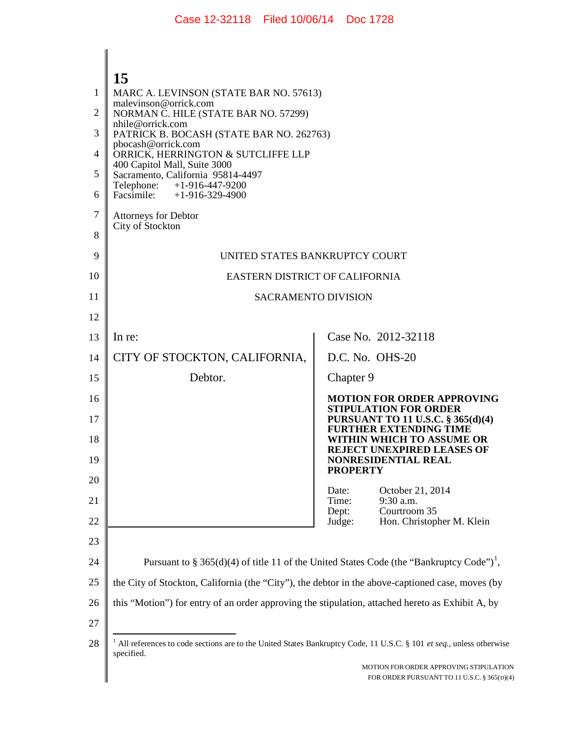MARC A. LEVINSON (STATE BAR NO. 57613)
malevinson@orrick.com
NORMAN C. HILE (STATE BAR NO. 57299)
nhile@orrick.com
PATRICK B. BOCASH (STATE BAR NO. 262763)
pbocash@orrick.com
ORRICK, HERRINGTON & SUTCLIFFE LLP
400 Capitol Mall, Suite 3000
Sacramento, California 95814-4497
Telephone: +1-916-447-9200
Facsimile: +1-916-329-4900

Attorneys for Debtor
City of Stockton

UNITED STATES BANKRUPTCY COURT

EASTERN DISTRICT OF CALIFORNIA

SACRAMENTO DIVISION

| | |
|---|---|
| In re:<br><br>CITY OF STOCKTON, CALIFORNIA,<br><br>Debtor. | Case No. 2012-32118<br><br>D.C. No. OHS-20<br><br>Chapter 9<br><br>**MOTION FOR ORDER APPROVING STIPULATION FOR ORDER PURSUANT TO 11 U.S.C. § 365(d)(4) FURTHER EXTENDING TIME WITHIN WHICH TO ASSUME OR REJECT UNEXPIRED LEASES OF NONRESIDENTIAL REAL PROPERTY**<br><br>Date: October 21, 2014<br>Time: 9:30 a.m.<br>Dept: Courtroom 35<br>Judge: Hon. Christopher M. Klein |

Pursuant to § 365(d)(4) of title 11 of the United States Code (the "Bankruptcy Code")[1], the City of Stockton, California (the "City"), the debtor in the above-captioned case, moves (by this "Motion") for entry of an order approving the stipulation, attached hereto as Exhibit A, by

[1] All references to code sections are to the United States Bankruptcy Code, 11 U.S.C. § 101 *et seq.*, unless otherwise specified.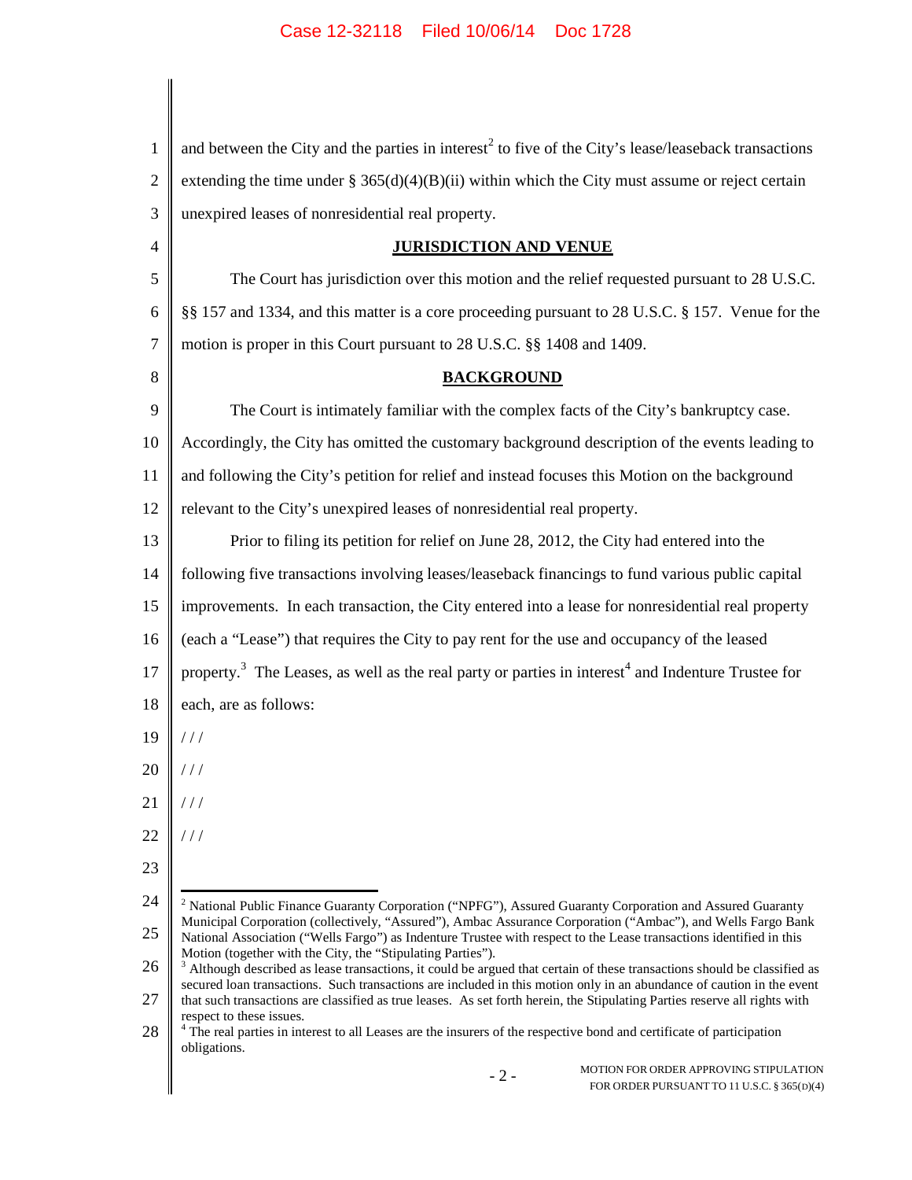and between the City and the parties in interest[2] to five of the City's lease/leaseback transactions extending the time under § 365(d)(4)(B)(ii) within which the City must assume or reject certain unexpired leases of nonresidential real property.

## JURISDICTION AND VENUE

The Court has jurisdiction over this motion and the relief requested pursuant to 28 U.S.C. §§ 157 and 1334, and this matter is a core proceeding pursuant to 28 U.S.C. § 157. Venue for the motion is proper in this Court pursuant to 28 U.S.C. §§ 1408 and 1409.

## BACKGROUND

The Court is intimately familiar with the complex facts of the City's bankruptcy case. Accordingly, the City has omitted the customary background description of the events leading to and following the City's petition for relief and instead focuses this Motion on the background relevant to the City's unexpired leases of nonresidential real property.

Prior to filing its petition for relief on June 28, 2012, the City had entered into the following five transactions involving leases/leaseback financings to fund various public capital improvements. In each transaction, the City entered into a lease for nonresidential real property (each a "Lease") that requires the City to pay rent for the use and occupancy of the leased property.[3] The Leases, as well as the real party or parties in interest[4] and Indenture Trustee for each, are as follows:

/ / /

/ / /

/ / /

/ / /

---

[2] National Public Finance Guaranty Corporation ("NPFG"), Assured Guaranty Corporation and Assured Guaranty Municipal Corporation (collectively, "Assured"), Ambac Assurance Corporation ("Ambac"), and Wells Fargo Bank National Association ("Wells Fargo") as Indenture Trustee with respect to the Lease transactions identified in this Motion (together with the City, the "Stipulating Parties").

[3] Although described as lease transactions, it could be argued that certain of these transactions should be classified as secured loan transactions. Such transactions are included in this motion only in an abundance of caution in the event that such transactions are classified as true leases. As set forth herein, the Stipulating Parties reserve all rights with respect to these issues.

[4] The real parties in interest to all Leases are the insurers of the respective bond and certificate of participation obligations.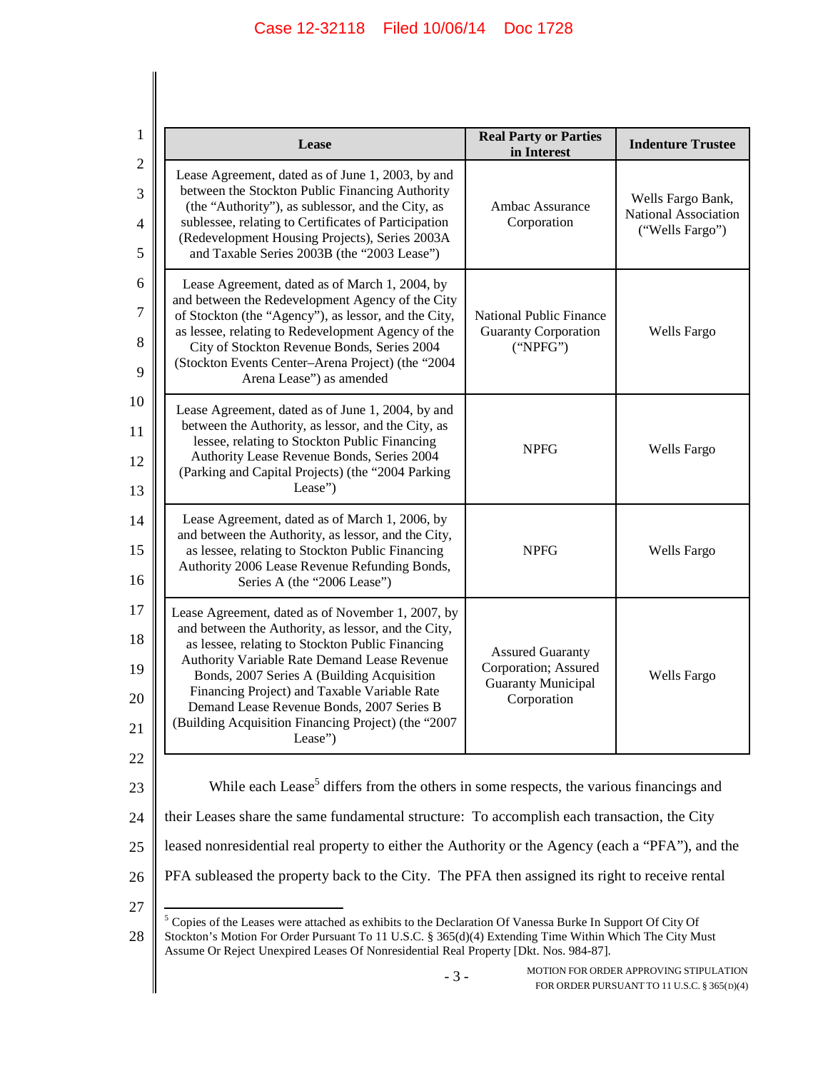| Lease | Real Party or Parties in Interest | Indenture Trustee |
| --- | --- | --- |
| Lease Agreement, dated as of June 1, 2003, by and between the Stockton Public Financing Authority (the "Authority"), as sublessor, and the City, as sublessee, relating to Certificates of Participation (Redevelopment Housing Projects), Series 2003A and Taxable Series 2003B (the "2003 Lease") | Ambac Assurance Corporation | Wells Fargo Bank, National Association ("Wells Fargo") |
| Lease Agreement, dated as of March 1, 2004, by and between the Redevelopment Agency of the City of Stockton (the "Agency"), as lessor, and the City, as lessee, relating to Redevelopment Agency of the City of Stockton Revenue Bonds, Series 2004 (Stockton Events Center–Arena Project) (the "2004 Arena Lease") as amended | National Public Finance Guaranty Corporation ("NPFG") | Wells Fargo |
| Lease Agreement, dated as of June 1, 2004, by and between the Authority, as lessor, and the City, as lessee, relating to Stockton Public Financing Authority Lease Revenue Bonds, Series 2004 (Parking and Capital Projects) (the "2004 Parking Lease") | NPFG | Wells Fargo |
| Lease Agreement, dated as of March 1, 2006, by and between the Authority, as lessor, and the City, as lessee, relating to Stockton Public Financing Authority 2006 Lease Revenue Refunding Bonds, Series A (the "2006 Lease") | NPFG | Wells Fargo |
| Lease Agreement, dated as of November 1, 2007, by and between the Authority, as lessor, and the City, as lessee, relating to Stockton Public Financing Authority Variable Rate Demand Lease Revenue Bonds, 2007 Series A (Building Acquisition Financing Project) and Taxable Variable Rate Demand Lease Revenue Bonds, 2007 Series B (Building Acquisition Financing Project) (the "2007 Lease") | Assured Guaranty Corporation; Assured Guaranty Municipal Corporation | Wells Fargo |

While each Lease[5] differs from the others in some respects, the various financings and their Leases share the same fundamental structure: To accomplish each transaction, the City leased nonresidential real property to either the Authority or the Agency (each a "PFA"), and the PFA subleased the property back to the City. The PFA then assigned its right to receive rental

[5] Copies of the Leases were attached as exhibits to the Declaration Of Vanessa Burke In Support Of City Of Stockton's Motion For Order Pursuant To 11 U.S.C. § 365(d)(4) Extending Time Within Which The City Must Assume Or Reject Unexpired Leases Of Nonresidential Real Property [Dkt. Nos. 984-87].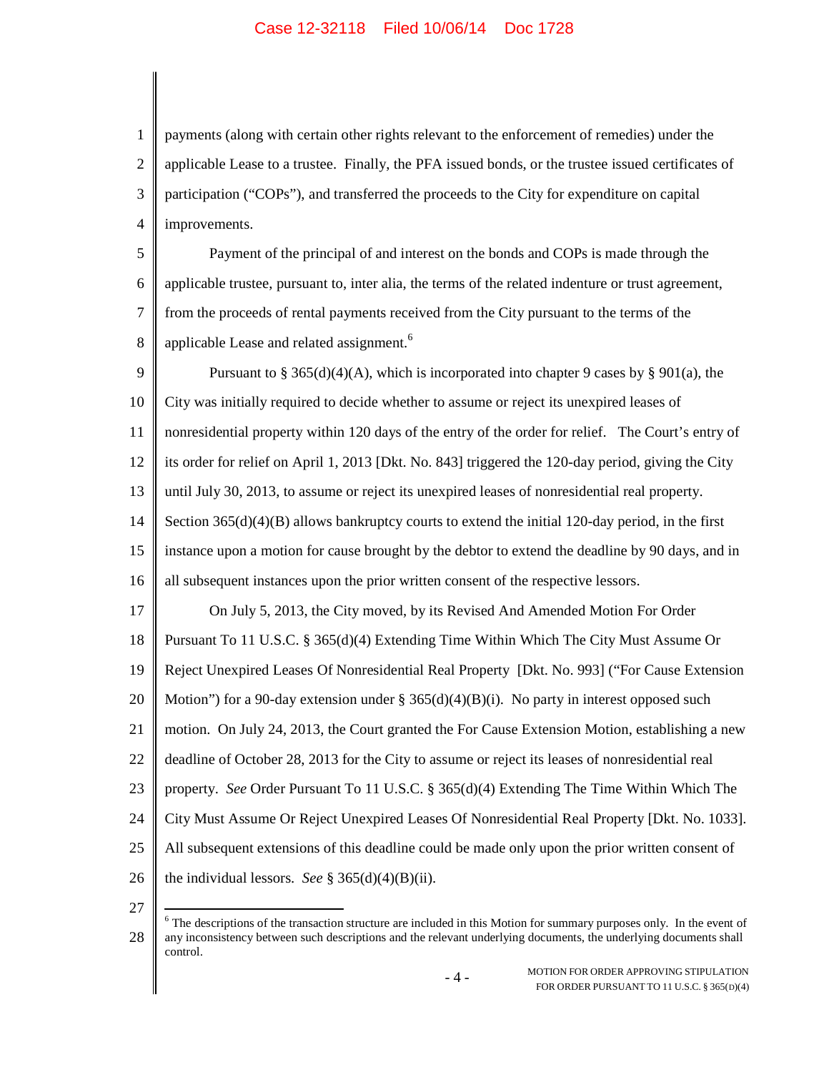payments (along with certain other rights relevant to the enforcement of remedies) under the applicable Lease to a trustee. Finally, the PFA issued bonds, or the trustee issued certificates of participation ("COPs"), and transferred the proceeds to the City for expenditure on capital improvements.

Payment of the principal of and interest on the bonds and COPs is made through the applicable trustee, pursuant to, inter alia, the terms of the related indenture or trust agreement, from the proceeds of rental payments received from the City pursuant to the terms of the applicable Lease and related assignment.[6]

Pursuant to § 365(d)(4)(A), which is incorporated into chapter 9 cases by § 901(a), the City was initially required to decide whether to assume or reject its unexpired leases of nonresidential property within 120 days of the entry of the order for relief. The Court's entry of its order for relief on April 1, 2013 [Dkt. No. 843] triggered the 120-day period, giving the City until July 30, 2013, to assume or reject its unexpired leases of nonresidential real property. Section 365(d)(4)(B) allows bankruptcy courts to extend the initial 120-day period, in the first instance upon a motion for cause brought by the debtor to extend the deadline by 90 days, and in all subsequent instances upon the prior written consent of the respective lessors.

On July 5, 2013, the City moved, by its Revised And Amended Motion For Order Pursuant To 11 U.S.C. § 365(d)(4) Extending Time Within Which The City Must Assume Or Reject Unexpired Leases Of Nonresidential Real Property [Dkt. No. 993] ("For Cause Extension Motion") for a 90-day extension under § 365(d)(4)(B)(i). No party in interest opposed such motion. On July 24, 2013, the Court granted the For Cause Extension Motion, establishing a new deadline of October 28, 2013 for the City to assume or reject its leases of nonresidential real property. *See* Order Pursuant To 11 U.S.C. § 365(d)(4) Extending The Time Within Which The City Must Assume Or Reject Unexpired Leases Of Nonresidential Real Property [Dkt. No. 1033]. All subsequent extensions of this deadline could be made only upon the prior written consent of the individual lessors. *See* § 365(d)(4)(B)(ii).

---

[6] The descriptions of the transaction structure are included in this Motion for summary purposes only. In the event of any inconsistency between such descriptions and the relevant underlying documents, the underlying documents shall control.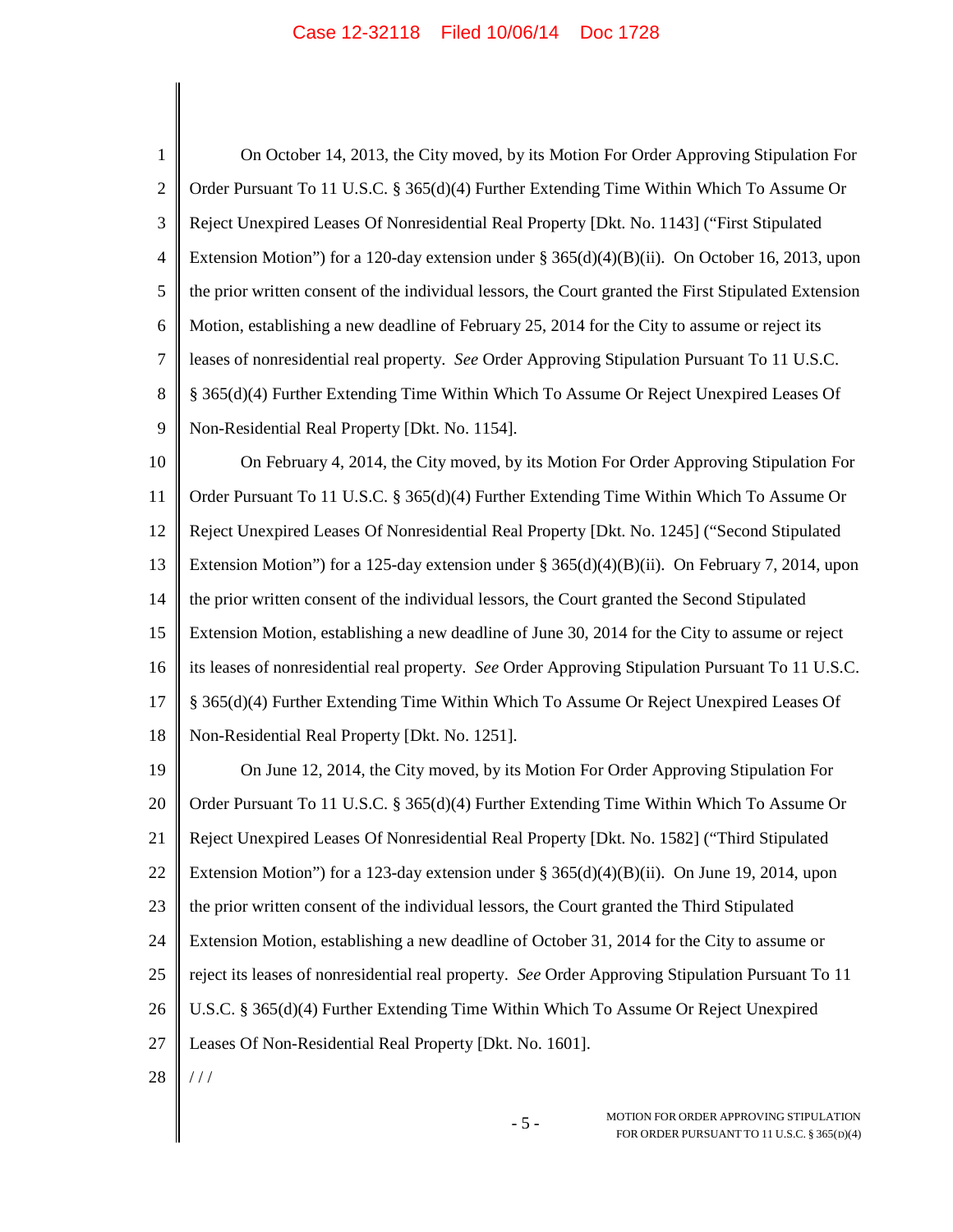On October 14, 2013, the City moved, by its Motion For Order Approving Stipulation For Order Pursuant To 11 U.S.C. § 365(d)(4) Further Extending Time Within Which To Assume Or Reject Unexpired Leases Of Nonresidential Real Property [Dkt. No. 1143] ("First Stipulated Extension Motion") for a 120-day extension under § 365(d)(4)(B)(ii). On October 16, 2013, upon the prior written consent of the individual lessors, the Court granted the First Stipulated Extension Motion, establishing a new deadline of February 25, 2014 for the City to assume or reject its leases of nonresidential real property. *See* Order Approving Stipulation Pursuant To 11 U.S.C. § 365(d)(4) Further Extending Time Within Which To Assume Or Reject Unexpired Leases Of Non-Residential Real Property [Dkt. No. 1154].

On February 4, 2014, the City moved, by its Motion For Order Approving Stipulation For Order Pursuant To 11 U.S.C. § 365(d)(4) Further Extending Time Within Which To Assume Or Reject Unexpired Leases Of Nonresidential Real Property [Dkt. No. 1245] ("Second Stipulated Extension Motion") for a 125-day extension under § 365(d)(4)(B)(ii). On February 7, 2014, upon the prior written consent of the individual lessors, the Court granted the Second Stipulated Extension Motion, establishing a new deadline of June 30, 2014 for the City to assume or reject its leases of nonresidential real property. *See* Order Approving Stipulation Pursuant To 11 U.S.C. § 365(d)(4) Further Extending Time Within Which To Assume Or Reject Unexpired Leases Of Non-Residential Real Property [Dkt. No. 1251].

On June 12, 2014, the City moved, by its Motion For Order Approving Stipulation For Order Pursuant To 11 U.S.C. § 365(d)(4) Further Extending Time Within Which To Assume Or Reject Unexpired Leases Of Nonresidential Real Property [Dkt. No. 1582] ("Third Stipulated Extension Motion") for a 123-day extension under § 365(d)(4)(B)(ii). On June 19, 2014, upon the prior written consent of the individual lessors, the Court granted the Third Stipulated Extension Motion, establishing a new deadline of October 31, 2014 for the City to assume or reject its leases of nonresidential real property. *See* Order Approving Stipulation Pursuant To 11 U.S.C. § 365(d)(4) Further Extending Time Within Which To Assume Or Reject Unexpired Leases Of Non-Residential Real Property [Dkt. No. 1601].

/ / /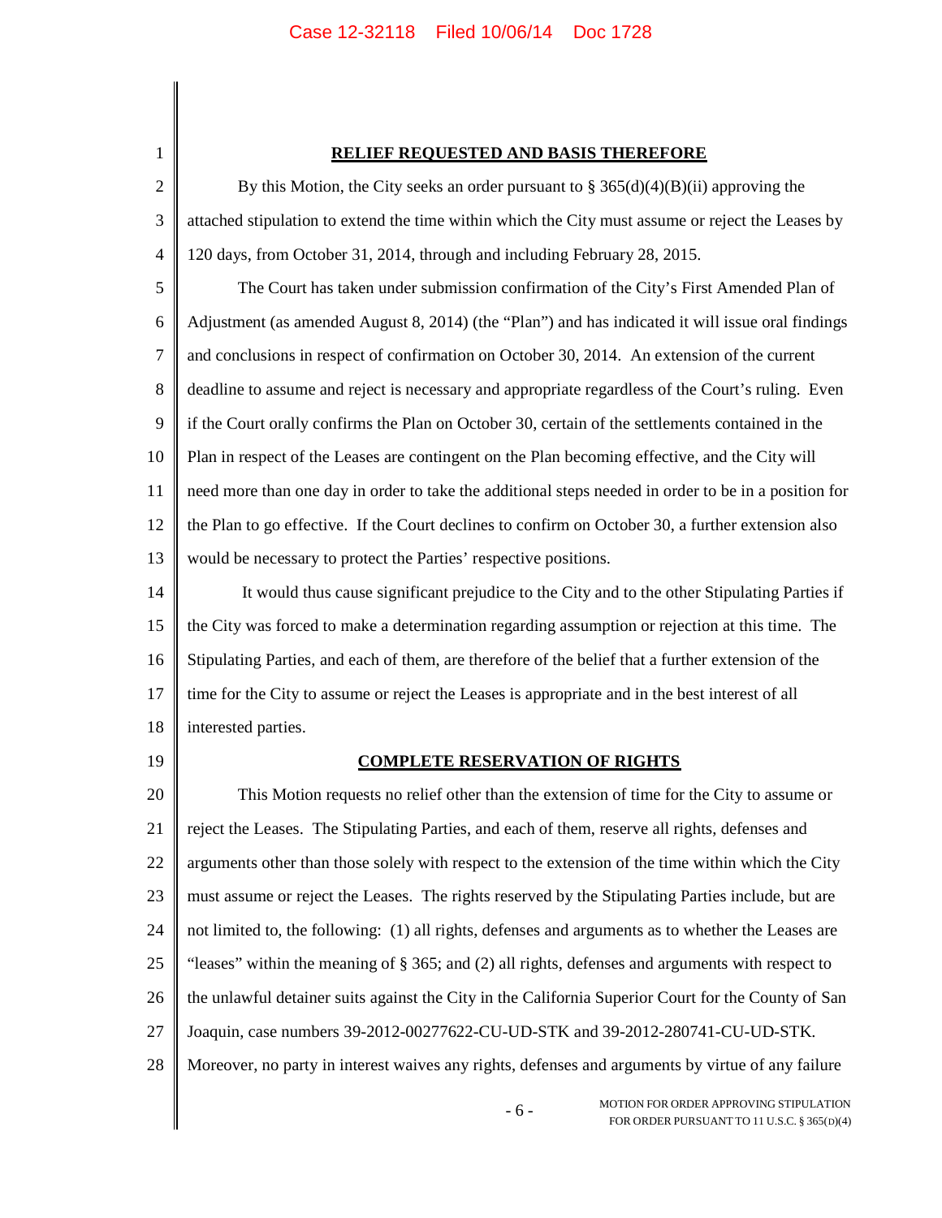## RELIEF REQUESTED AND BASIS THEREFORE

By this Motion, the City seeks an order pursuant to § 365(d)(4)(B)(ii) approving the attached stipulation to extend the time within which the City must assume or reject the Leases by 120 days, from October 31, 2014, through and including February 28, 2015.

The Court has taken under submission confirmation of the City's First Amended Plan of Adjustment (as amended August 8, 2014) (the "Plan") and has indicated it will issue oral findings and conclusions in respect of confirmation on October 30, 2014. An extension of the current deadline to assume and reject is necessary and appropriate regardless of the Court's ruling. Even if the Court orally confirms the Plan on October 30, certain of the settlements contained in the Plan in respect of the Leases are contingent on the Plan becoming effective, and the City will need more than one day in order to take the additional steps needed in order to be in a position for the Plan to go effective. If the Court declines to confirm on October 30, a further extension also would be necessary to protect the Parties' respective positions.

It would thus cause significant prejudice to the City and to the other Stipulating Parties if the City was forced to make a determination regarding assumption or rejection at this time. The Stipulating Parties, and each of them, are therefore of the belief that a further extension of the time for the City to assume or reject the Leases is appropriate and in the best interest of all interested parties.

## COMPLETE RESERVATION OF RIGHTS

This Motion requests no relief other than the extension of time for the City to assume or reject the Leases. The Stipulating Parties, and each of them, reserve all rights, defenses and arguments other than those solely with respect to the extension of the time within which the City must assume or reject the Leases. The rights reserved by the Stipulating Parties include, but are not limited to, the following: (1) all rights, defenses and arguments as to whether the Leases are "leases" within the meaning of § 365; and (2) all rights, defenses and arguments with respect to the unlawful detainer suits against the City in the California Superior Court for the County of San Joaquin, case numbers 39-2012-00277622-CU-UD-STK and 39-2012-280741-CU-UD-STK. Moreover, no party in interest waives any rights, defenses and arguments by virtue of any failure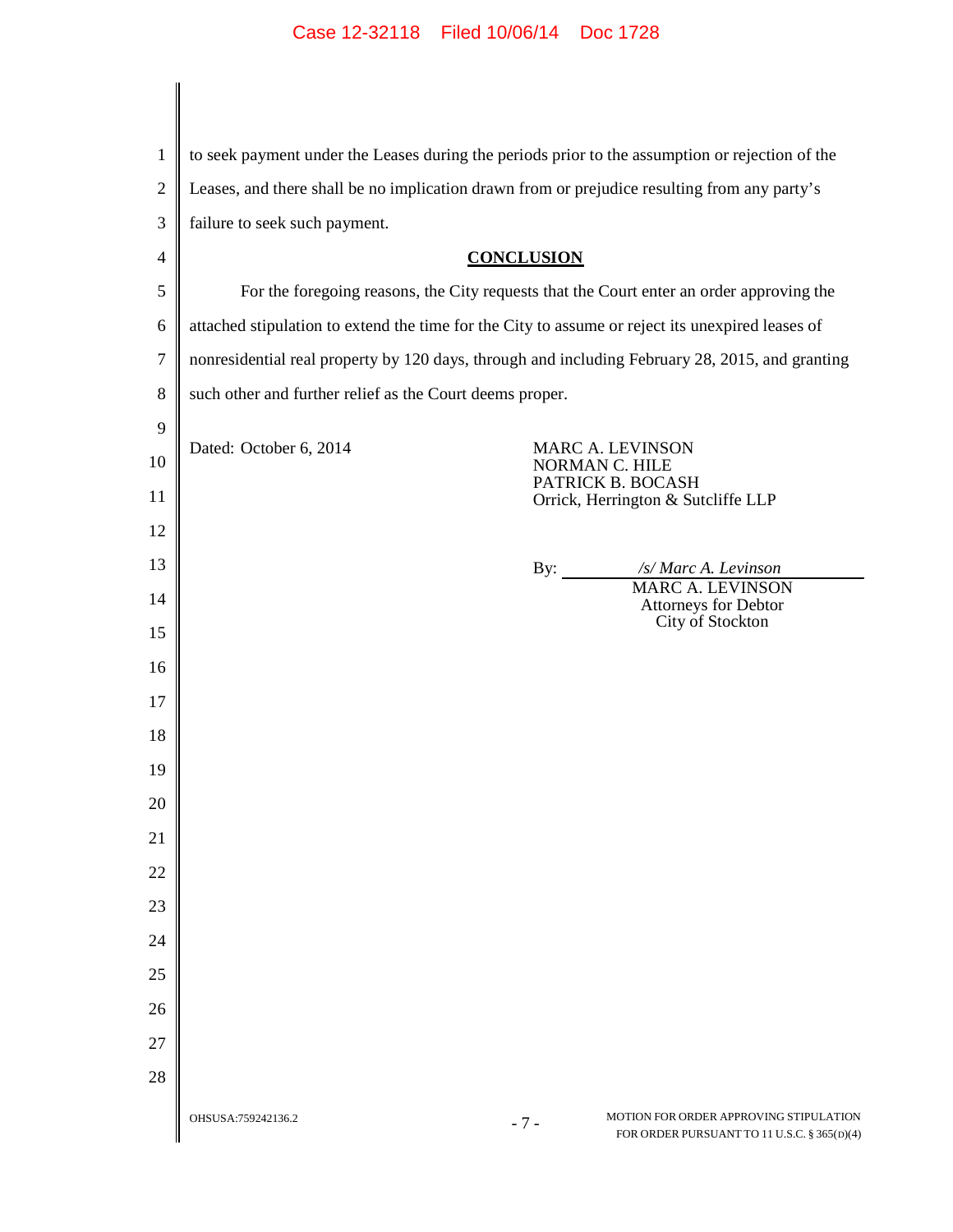to seek payment under the Leases during the periods prior to the assumption or rejection of the Leases, and there shall be no implication drawn from or prejudice resulting from any party's failure to seek such payment.

## CONCLUSION

For the foregoing reasons, the City requests that the Court enter an order approving the attached stipulation to extend the time for the City to assume or reject its unexpired leases of nonresidential real property by 120 days, through and including February 28, 2015, and granting such other and further relief as the Court deems proper.

Dated: October 6, 2014

MARC A. LEVINSON
NORMAN C. HILE
PATRICK B. BOCASH
Orrick, Herrington & Sutcliffe LLP

By: */s/ Marc A. Levinson*
MARC A. LEVINSON
Attorneys for Debtor
City of Stockton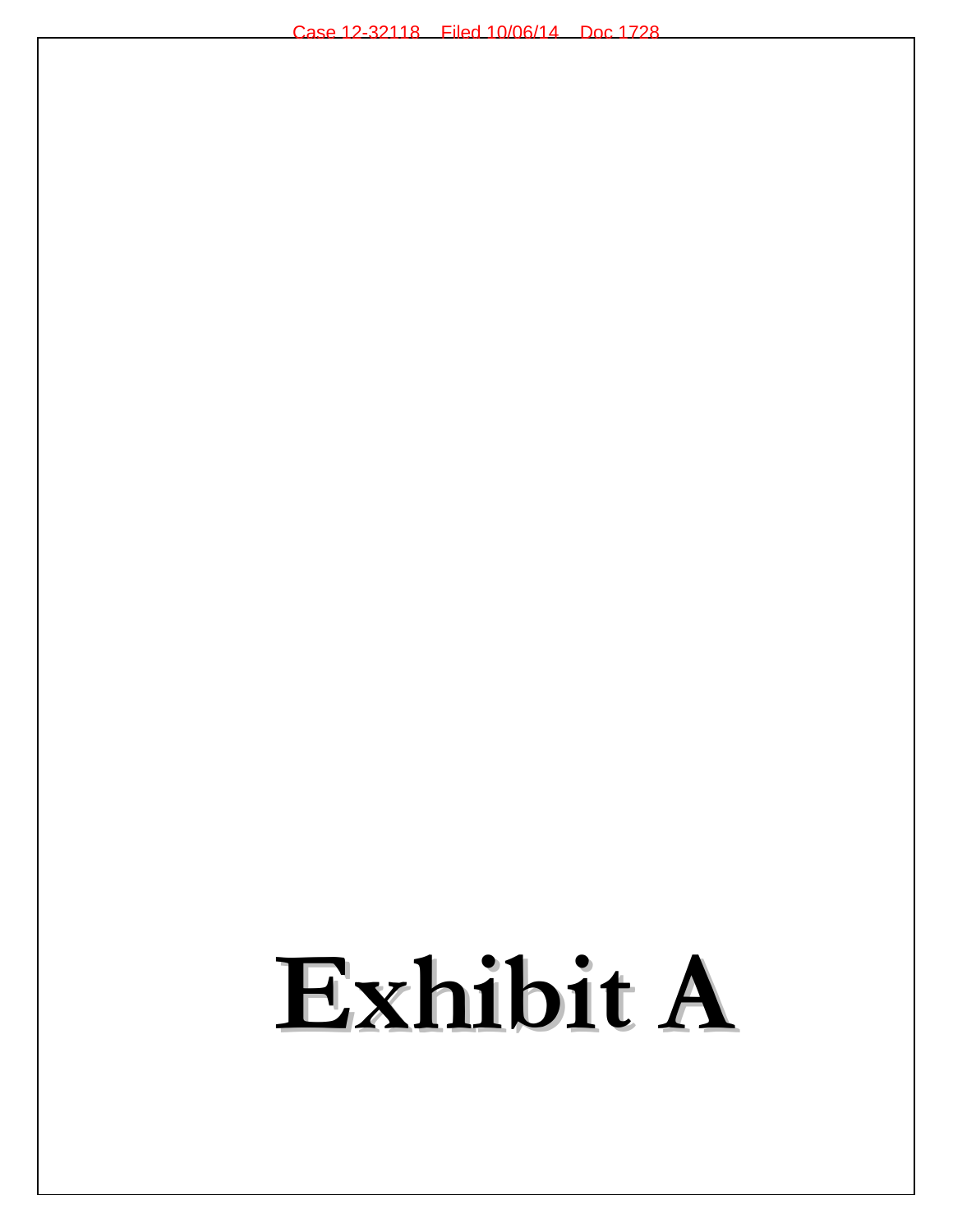# Exhibit A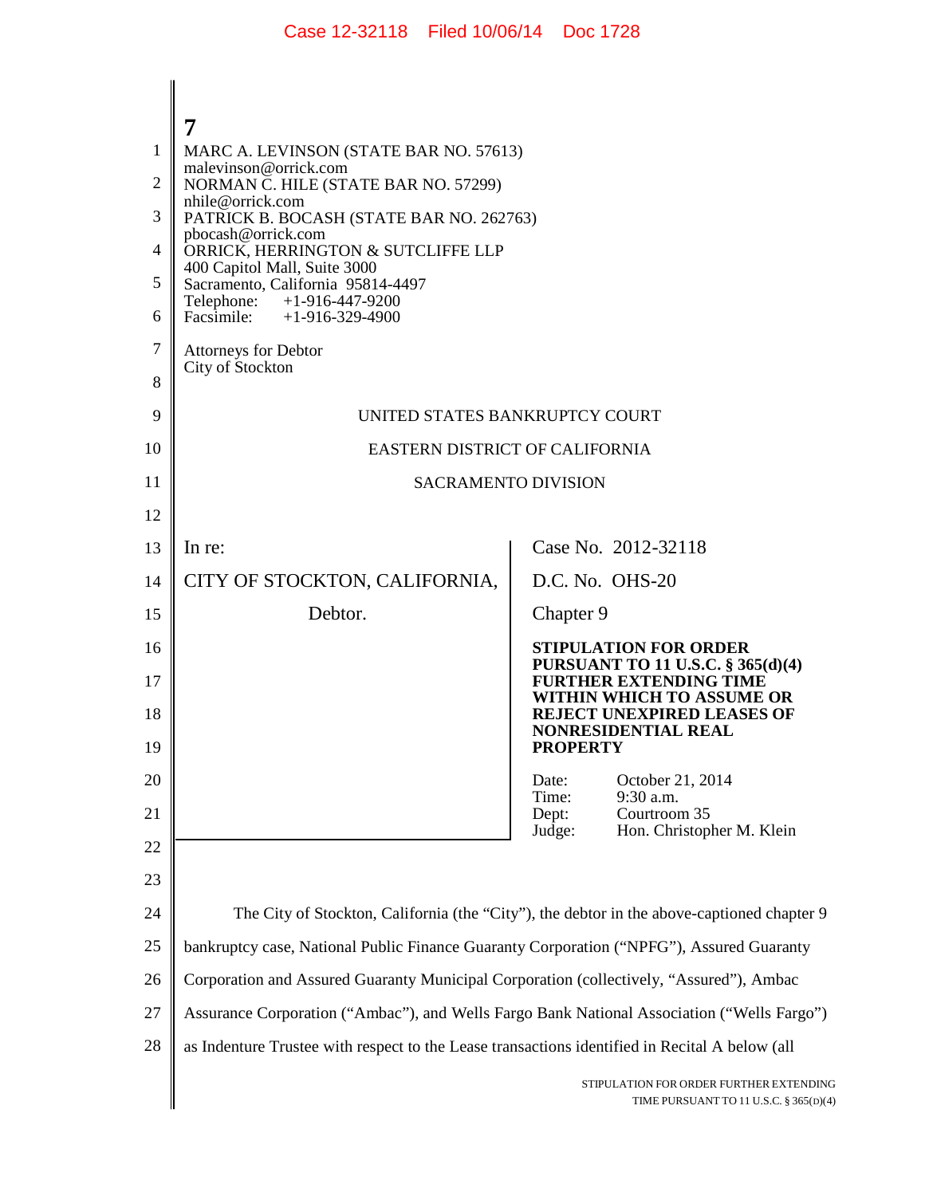7

MARC A. LEVINSON (STATE BAR NO. 57613)
malevinson@orrick.com
NORMAN C. HILE (STATE BAR NO. 57299)
nhile@orrick.com
PATRICK B. BOCASH (STATE BAR NO. 262763)
pbocash@orrick.com
ORRICK, HERRINGTON & SUTCLIFFE LLP
400 Capitol Mall, Suite 3000
Sacramento, California 95814-4497
Telephone: +1-916-447-9200
Facsimile: +1-916-329-4900

Attorneys for Debtor
City of Stockton

UNITED STATES BANKRUPTCY COURT

EASTERN DISTRICT OF CALIFORNIA

SACRAMENTO DIVISION

| | |
|---|---|
| In re:<br><br>CITY OF STOCKTON, CALIFORNIA,<br><br>Debtor. | Case No. 2012-32118<br><br>D.C. No. OHS-20<br><br>Chapter 9<br><br>**STIPULATION FOR ORDER PURSUANT TO 11 U.S.C. § 365(d)(4) FURTHER EXTENDING TIME WITHIN WHICH TO ASSUME OR REJECT UNEXPIRED LEASES OF NONRESIDENTIAL REAL PROPERTY**<br><br>Date: October 21, 2014<br>Time: 9:30 a.m.<br>Dept: Courtroom 35<br>Judge: Hon. Christopher M. Klein |

The City of Stockton, California (the "City"), the debtor in the above-captioned chapter 9 bankruptcy case, National Public Finance Guaranty Corporation ("NPFG"), Assured Guaranty Corporation and Assured Guaranty Municipal Corporation (collectively, "Assured"), Ambac Assurance Corporation ("Ambac"), and Wells Fargo Bank National Association ("Wells Fargo") as Indenture Trustee with respect to the Lease transactions identified in Recital A below (all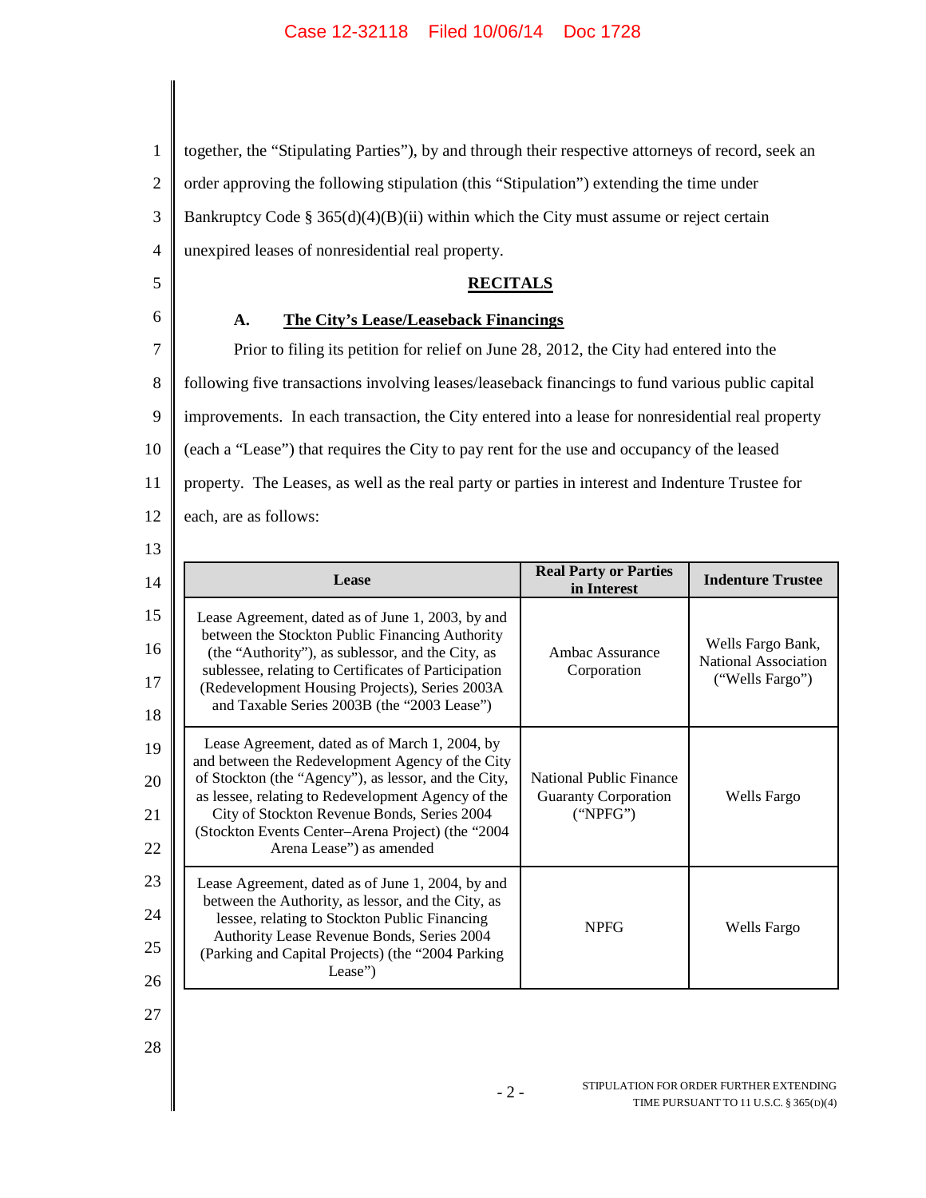together, the "Stipulating Parties"), by and through their respective attorneys of record, seek an order approving the following stipulation (this "Stipulation") extending the time under Bankruptcy Code § 365(d)(4)(B)(ii) within which the City must assume or reject certain unexpired leases of nonresidential real property.

## RECITALS

### A. The City's Lease/Leaseback Financings

Prior to filing its petition for relief on June 28, 2012, the City had entered into the following five transactions involving leases/leaseback financings to fund various public capital improvements. In each transaction, the City entered into a lease for nonresidential real property (each a "Lease") that requires the City to pay rent for the use and occupancy of the leased property. The Leases, as well as the real party or parties in interest and Indenture Trustee for each, are as follows:

| Lease | Real Party or Parties in Interest | Indenture Trustee |
|---|---|---|
| Lease Agreement, dated as of June 1, 2003, by and between the Stockton Public Financing Authority (the "Authority"), as sublessor, and the City, as sublessee, relating to Certificates of Participation (Redevelopment Housing Projects), Series 2003A and Taxable Series 2003B (the "2003 Lease") | Ambac Assurance Corporation | Wells Fargo Bank, National Association ("Wells Fargo") |
| Lease Agreement, dated as of March 1, 2004, by and between the Redevelopment Agency of the City of Stockton (the "Agency"), as lessor, and the City, as lessee, relating to Redevelopment Agency of the City of Stockton Revenue Bonds, Series 2004 (Stockton Events Center–Arena Project) (the "2004 Arena Lease") as amended | National Public Finance Guaranty Corporation ("NPFG") | Wells Fargo |
| Lease Agreement, dated as of June 1, 2004, by and between the Authority, as lessor, and the City, as lessee, relating to Stockton Public Financing Authority Lease Revenue Bonds, Series 2004 (Parking and Capital Projects) (the "2004 Parking Lease") | NPFG | Wells Fargo |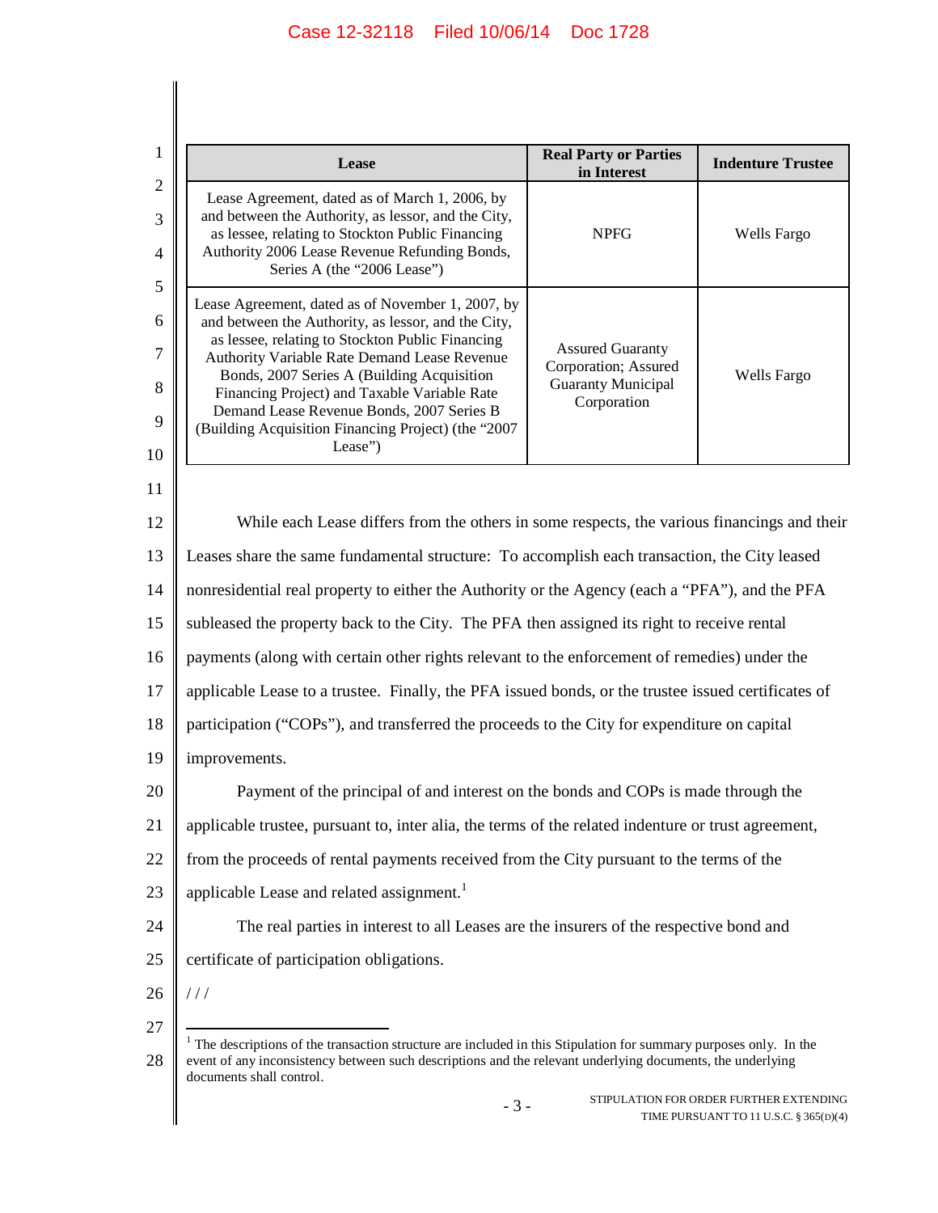| Lease | Real Party or Parties in Interest | Indenture Trustee |
| --- | --- | --- |
| Lease Agreement, dated as of March 1, 2006, by and between the Authority, as lessor, and the City, as lessee, relating to Stockton Public Financing Authority 2006 Lease Revenue Refunding Bonds, Series A (the "2006 Lease") | NPFG | Wells Fargo |
| Lease Agreement, dated as of November 1, 2007, by and between the Authority, as lessor, and the City, as lessee, relating to Stockton Public Financing Authority Variable Rate Demand Lease Revenue Bonds, 2007 Series A (Building Acquisition Financing Project) and Taxable Variable Rate Demand Lease Revenue Bonds, 2007 Series B (Building Acquisition Financing Project) (the "2007 Lease") | Assured Guaranty Corporation; Assured Guaranty Municipal Corporation | Wells Fargo |

While each Lease differs from the others in some respects, the various financings and their Leases share the same fundamental structure: To accomplish each transaction, the City leased nonresidential real property to either the Authority or the Agency (each a "PFA"), and the PFA subleased the property back to the City. The PFA then assigned its right to receive rental payments (along with certain other rights relevant to the enforcement of remedies) under the applicable Lease to a trustee. Finally, the PFA issued bonds, or the trustee issued certificates of participation ("COPs"), and transferred the proceeds to the City for expenditure on capital improvements.

Payment of the principal of and interest on the bonds and COPs is made through the applicable trustee, pursuant to, inter alia, the terms of the related indenture or trust agreement, from the proceeds of rental payments received from the City pursuant to the terms of the applicable Lease and related assignment.[1]

The real parties in interest to all Leases are the insurers of the respective bond and certificate of participation obligations.

/ / /

[1] The descriptions of the transaction structure are included in this Stipulation for summary purposes only. In the event of any inconsistency between such descriptions and the relevant underlying documents, the underlying documents shall control.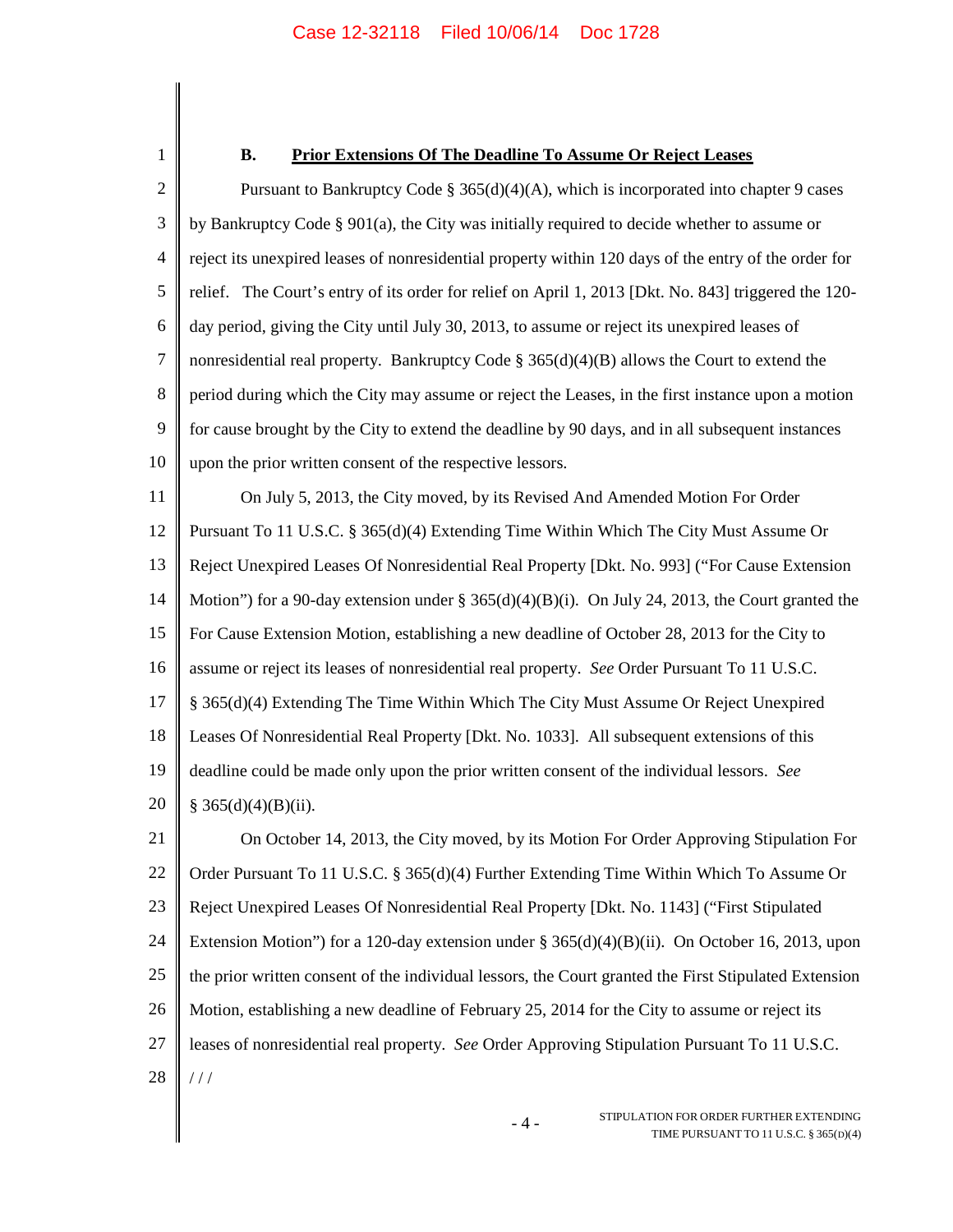### B. Prior Extensions Of The Deadline To Assume Or Reject Leases

Pursuant to Bankruptcy Code § 365(d)(4)(A), which is incorporated into chapter 9 cases by Bankruptcy Code § 901(a), the City was initially required to decide whether to assume or reject its unexpired leases of nonresidential property within 120 days of the entry of the order for relief. The Court's entry of its order for relief on April 1, 2013 [Dkt. No. 843] triggered the 120-day period, giving the City until July 30, 2013, to assume or reject its unexpired leases of nonresidential real property. Bankruptcy Code § 365(d)(4)(B) allows the Court to extend the period during which the City may assume or reject the Leases, in the first instance upon a motion for cause brought by the City to extend the deadline by 90 days, and in all subsequent instances upon the prior written consent of the respective lessors.

On July 5, 2013, the City moved, by its Revised And Amended Motion For Order Pursuant To 11 U.S.C. § 365(d)(4) Extending Time Within Which The City Must Assume Or Reject Unexpired Leases Of Nonresidential Real Property [Dkt. No. 993] ("For Cause Extension Motion") for a 90-day extension under § 365(d)(4)(B)(i). On July 24, 2013, the Court granted the For Cause Extension Motion, establishing a new deadline of October 28, 2013 for the City to assume or reject its leases of nonresidential real property. *See* Order Pursuant To 11 U.S.C. § 365(d)(4) Extending The Time Within Which The City Must Assume Or Reject Unexpired Leases Of Nonresidential Real Property [Dkt. No. 1033]. All subsequent extensions of this deadline could be made only upon the prior written consent of the individual lessors. *See* § 365(d)(4)(B)(ii).

On October 14, 2013, the City moved, by its Motion For Order Approving Stipulation For Order Pursuant To 11 U.S.C. § 365(d)(4) Further Extending Time Within Which To Assume Or Reject Unexpired Leases Of Nonresidential Real Property [Dkt. No. 1143] ("First Stipulated Extension Motion") for a 120-day extension under § 365(d)(4)(B)(ii). On October 16, 2013, upon the prior written consent of the individual lessors, the Court granted the First Stipulated Extension Motion, establishing a new deadline of February 25, 2014 for the City to assume or reject its leases of nonresidential real property. *See* Order Approving Stipulation Pursuant To 11 U.S.C.

/ / /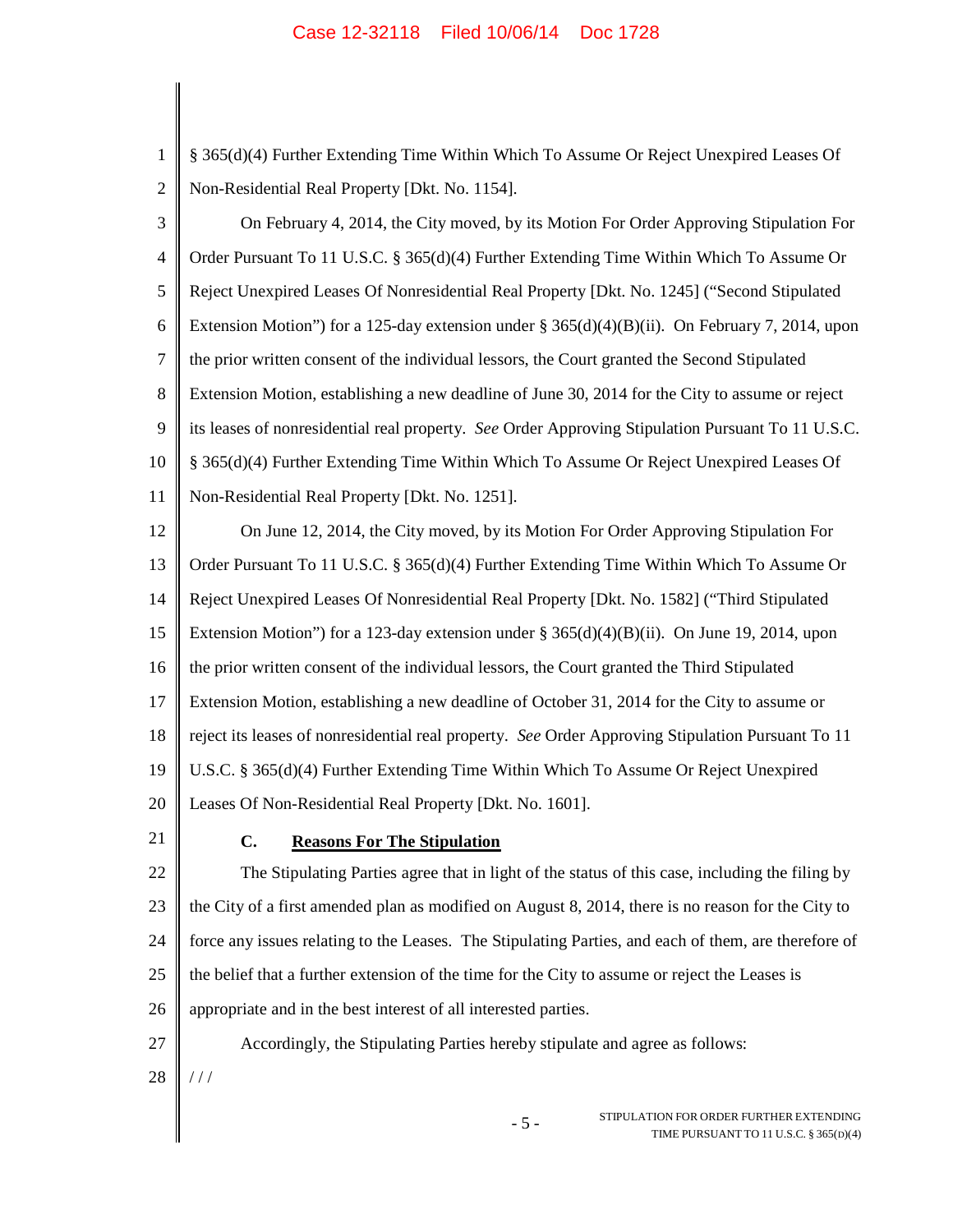§ 365(d)(4) Further Extending Time Within Which To Assume Or Reject Unexpired Leases Of Non-Residential Real Property [Dkt. No. 1154].

On February 4, 2014, the City moved, by its Motion For Order Approving Stipulation For Order Pursuant To 11 U.S.C. § 365(d)(4) Further Extending Time Within Which To Assume Or Reject Unexpired Leases Of Nonresidential Real Property [Dkt. No. 1245] ("Second Stipulated Extension Motion") for a 125-day extension under § 365(d)(4)(B)(ii). On February 7, 2014, upon the prior written consent of the individual lessors, the Court granted the Second Stipulated Extension Motion, establishing a new deadline of June 30, 2014 for the City to assume or reject its leases of nonresidential real property. *See* Order Approving Stipulation Pursuant To 11 U.S.C. § 365(d)(4) Further Extending Time Within Which To Assume Or Reject Unexpired Leases Of Non-Residential Real Property [Dkt. No. 1251].

On June 12, 2014, the City moved, by its Motion For Order Approving Stipulation For Order Pursuant To 11 U.S.C. § 365(d)(4) Further Extending Time Within Which To Assume Or Reject Unexpired Leases Of Nonresidential Real Property [Dkt. No. 1582] ("Third Stipulated Extension Motion") for a 123-day extension under § 365(d)(4)(B)(ii). On June 19, 2014, upon the prior written consent of the individual lessors, the Court granted the Third Stipulated Extension Motion, establishing a new deadline of October 31, 2014 for the City to assume or reject its leases of nonresidential real property. *See* Order Approving Stipulation Pursuant To 11 U.S.C. § 365(d)(4) Further Extending Time Within Which To Assume Or Reject Unexpired Leases Of Non-Residential Real Property [Dkt. No. 1601].

### C. **Reasons For The Stipulation**

The Stipulating Parties agree that in light of the status of this case, including the filing by the City of a first amended plan as modified on August 8, 2014, there is no reason for the City to force any issues relating to the Leases. The Stipulating Parties, and each of them, are therefore of the belief that a further extension of the time for the City to assume or reject the Leases is appropriate and in the best interest of all interested parties.

Accordingly, the Stipulating Parties hereby stipulate and agree as follows:

/ / /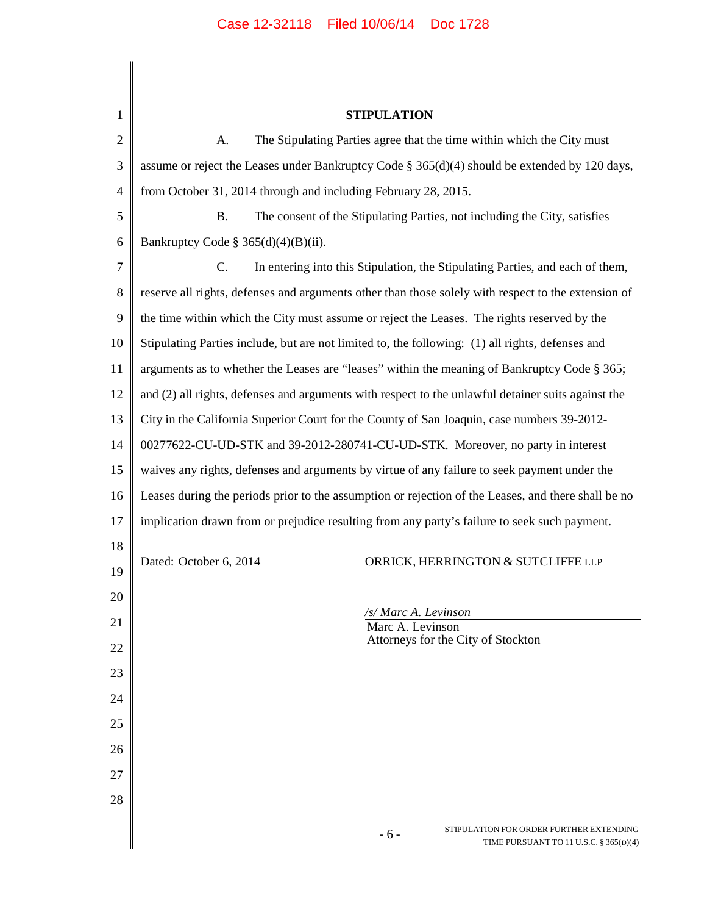## STIPULATION

A. The Stipulating Parties agree that the time within which the City must assume or reject the Leases under Bankruptcy Code § 365(d)(4) should be extended by 120 days, from October 31, 2014 through and including February 28, 2015.

B. The consent of the Stipulating Parties, not including the City, satisfies Bankruptcy Code § 365(d)(4)(B)(ii).

C. In entering into this Stipulation, the Stipulating Parties, and each of them, reserve all rights, defenses and arguments other than those solely with respect to the extension of the time within which the City must assume or reject the Leases. The rights reserved by the Stipulating Parties include, but are not limited to, the following: (1) all rights, defenses and arguments as to whether the Leases are "leases" within the meaning of Bankruptcy Code § 365; and (2) all rights, defenses and arguments with respect to the unlawful detainer suits against the City in the California Superior Court for the County of San Joaquin, case numbers 39-2012-00277622-CU-UD-STK and 39-2012-280741-CU-UD-STK. Moreover, no party in interest waives any rights, defenses and arguments by virtue of any failure to seek payment under the Leases during the periods prior to the assumption or rejection of the Leases, and there shall be no implication drawn from or prejudice resulting from any party's failure to seek such payment.

Dated: October 6, 2014

ORRICK, HERRINGTON & SUTCLIFFE LLP

*/s/ Marc A. Levinson*
Marc A. Levinson
Attorneys for the City of Stockton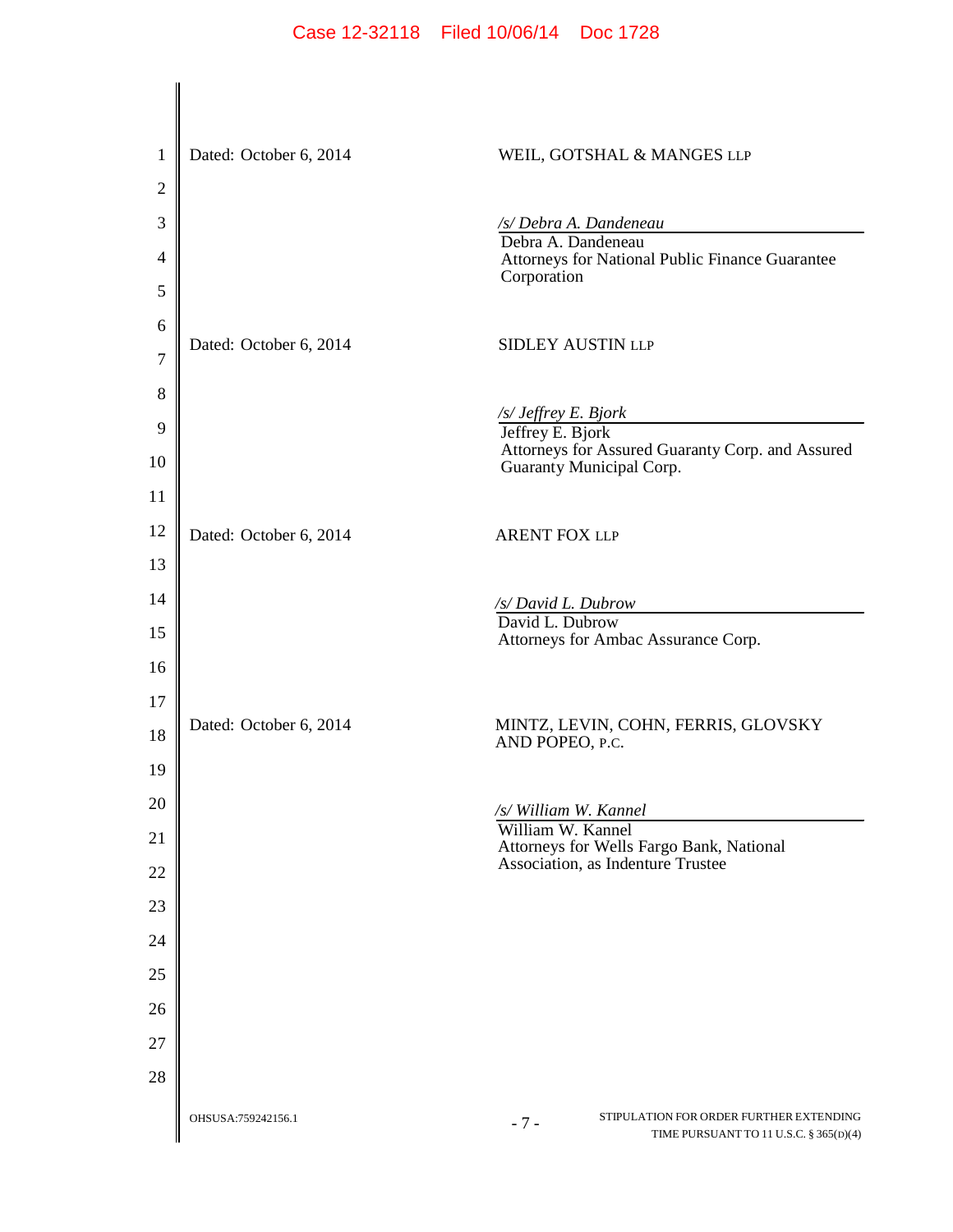Dated: October 6, 2014

WEIL, GOTSHAL & MANGES LLP

*/s/ Debra A. Dandeneau*
Debra A. Dandeneau
Attorneys for National Public Finance Guarantee Corporation

Dated: October 6, 2014

SIDLEY AUSTIN LLP

*/s/ Jeffrey E. Bjork*
Jeffrey E. Bjork
Attorneys for Assured Guaranty Corp. and Assured Guaranty Municipal Corp.

Dated: October 6, 2014

ARENT FOX LLP

*/s/ David L. Dubrow*
David L. Dubrow
Attorneys for Ambac Assurance Corp.

Dated: October 6, 2014

MINTZ, LEVIN, COHN, FERRIS, GLOVSKY AND POPEO, P.C.

*/s/ William W. Kannel*
William W. Kannel
Attorneys for Wells Fargo Bank, National Association, as Indenture Trustee